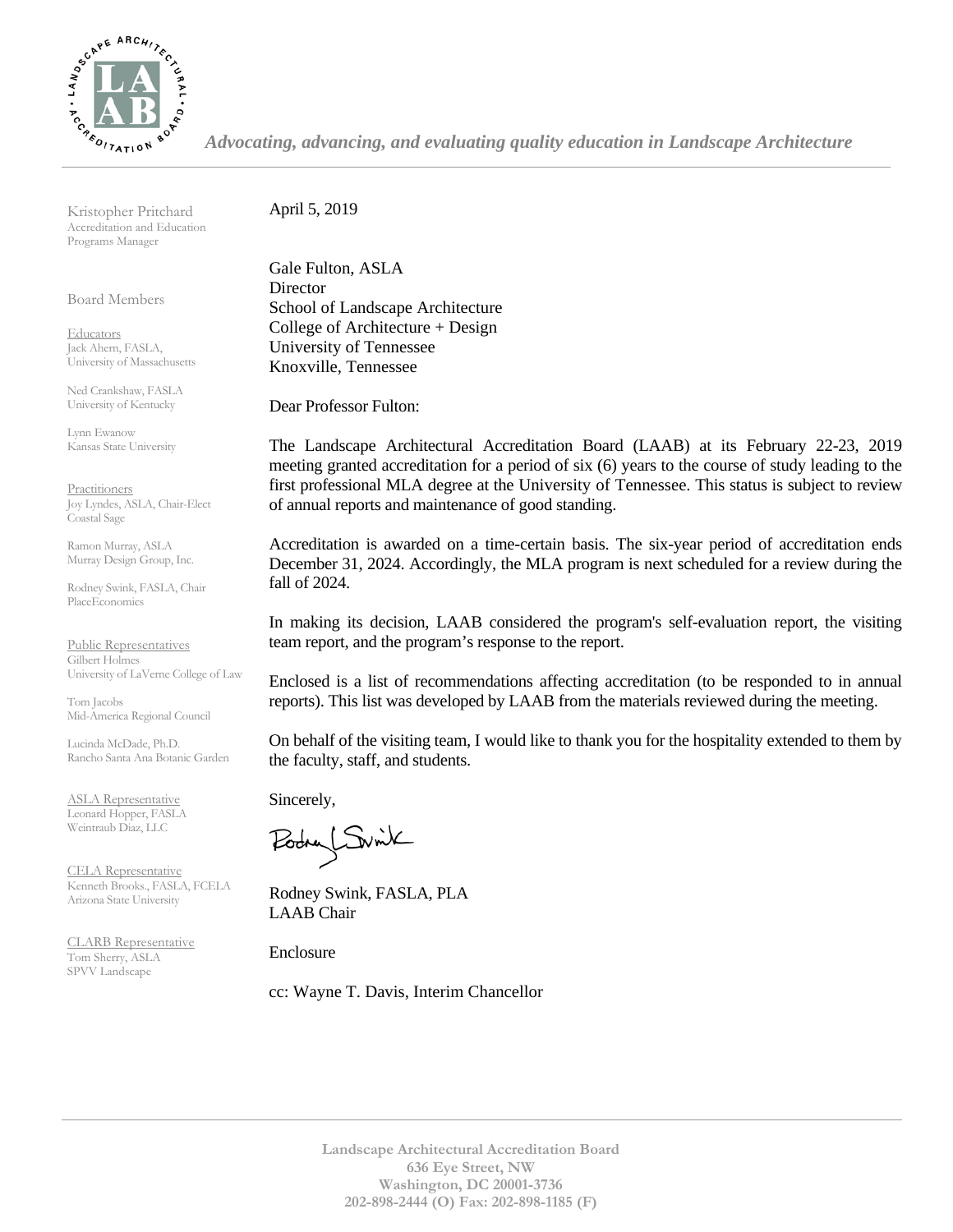*Advocating, advancing, and evaluating quality education in Landscape Architecture*

Kristopher Pritchard
Accreditation and Education Programs Manager

Board Members

Educators
Jack Ahern, FASLA, University of Massachusetts

Ned Crankshaw, FASLA
University of Kentucky

Lynn Ewanow
Kansas State University

Practitioners
Joy Lyndes, ASLA, Chair-Elect
Coastal Sage

Ramon Murray, ASLA
Murray Design Group, Inc.

Rodney Swink, FASLA, Chair
PlaceEconomics

Public Representatives
Gilbert Holmes
University of LaVerne College of Law

Tom Jacobs
Mid-America Regional Council

Lucinda McDade, Ph.D.
Rancho Santa Ana Botanic Garden

ASLA Representative
Leonard Hopper, FASLA
Weintraub Diaz, LLC

CELA Representative
Kenneth Brooks., FASLA, FCELA
Arizona State University

CLARB Representative
Tom Sherry, ASLA
SPVV Landscape

April 5, 2019

Gale Fulton, ASLA
Director
School of Landscape Architecture
College of Architecture + Design
University of Tennessee
Knoxville, Tennessee

Dear Professor Fulton:

The Landscape Architectural Accreditation Board (LAAB) at its February 22-23, 2019 meeting granted accreditation for a period of six (6) years to the course of study leading to the first professional MLA degree at the University of Tennessee. This status is subject to review of annual reports and maintenance of good standing.

Accreditation is awarded on a time-certain basis. The six-year period of accreditation ends December 31, 2024. Accordingly, the MLA program is next scheduled for a review during the fall of 2024.

In making its decision, LAAB considered the program's self-evaluation report, the visiting team report, and the program's response to the report.

Enclosed is a list of recommendations affecting accreditation (to be responded to in annual reports). This list was developed by LAAB from the materials reviewed during the meeting.

On behalf of the visiting team, I would like to thank you for the hospitality extended to them by the faculty, staff, and students.

Sincerely,

Rodney Swink, FASLA, PLA
LAAB Chair

Enclosure

cc: Wayne T. Davis, Interim Chancellor

**Landscape Architectural Accreditation Board**
**636 Eye Street, NW**
**Washington, DC 20001-3736**
**202-898-2444 (O) Fax: 202-898-1185 (F)**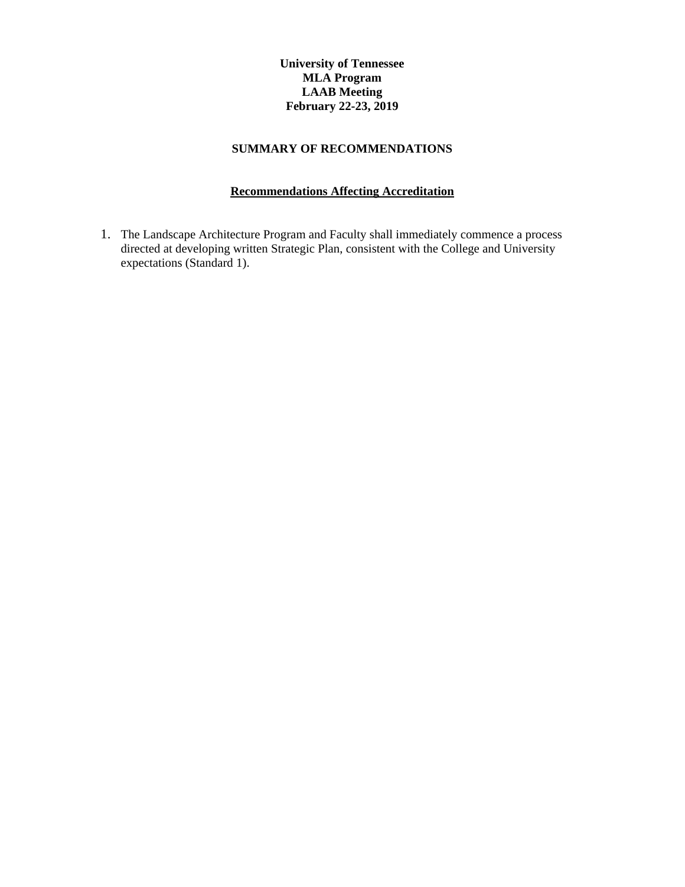**University of Tennessee**
**MLA Program**
**LAAB Meeting**
**February 22-23, 2019**

## SUMMARY OF RECOMMENDATIONS

### <u>Recommendations Affecting Accreditation</u>

1. The Landscape Architecture Program and Faculty shall immediately commence a process directed at developing written Strategic Plan, consistent with the College and University expectations (Standard 1).